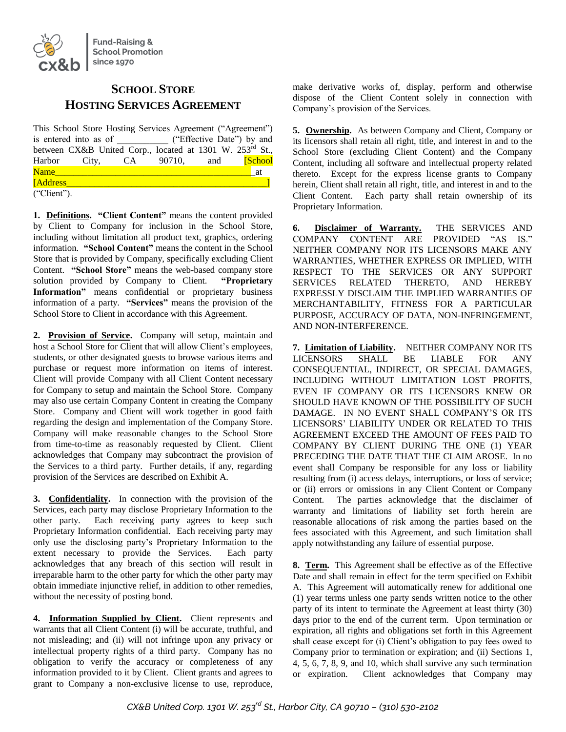Fund-Raising & School Promotion since 1970

# SCHOOL STORE HOSTING SERVICES AGREEMENT

This School Store Hosting Services Agreement ("Agreement") is entered into as of ___________ ("Effective Date") by and between CX&B United Corp., located at 1301 W. 253rd St., Harbor City, CA 90710, and [School Name_______________________________________ at [Address__________________________________________] ("Client").

**1. Definitions.** **"Client Content"** means the content provided by Client to Company for inclusion in the School Store, including without limitation all product text, graphics, ordering information. **"School Content"** means the content in the School Store that is provided by Company, specifically excluding Client Content. **"School Store"** means the web-based company store solution provided by Company to Client. **"Proprietary Information"** means confidential or proprietary business information of a party. **"Services"** means the provision of the School Store to Client in accordance with this Agreement.

**2. Provision of Service.** Company will setup, maintain and host a School Store for Client that will allow Client's employees, students, or other designated guests to browse various items and purchase or request more information on items of interest. Client will provide Company with all Client Content necessary for Company to setup and maintain the School Store. Company may also use certain Company Content in creating the Company Store. Company and Client will work together in good faith regarding the design and implementation of the Company Store. Company will make reasonable changes to the School Store from time-to-time as reasonably requested by Client. Client acknowledges that Company may subcontract the provision of the Services to a third party. Further details, if any, regarding provision of the Services are described on Exhibit A.

**3. Confidentiality.** In connection with the provision of the Services, each party may disclose Proprietary Information to the other party. Each receiving party agrees to keep such Proprietary Information confidential. Each receiving party may only use the disclosing party's Proprietary Information to the extent necessary to provide the Services. Each party acknowledges that any breach of this section will result in irreparable harm to the other party for which the other party may obtain immediate injunctive relief, in addition to other remedies, without the necessity of posting bond.

**4. Information Supplied by Client.** Client represents and warrants that all Client Content (i) will be accurate, truthful, and not misleading; and (ii) will not infringe upon any privacy or intellectual property rights of a third party. Company has no obligation to verify the accuracy or completeness of any information provided to it by Client. Client grants and agrees to grant to Company a non-exclusive license to use, reproduce, make derivative works of, display, perform and otherwise dispose of the Client Content solely in connection with Company's provision of the Services.

**5. Ownership.** As between Company and Client, Company or its licensors shall retain all right, title, and interest in and to the School Store (excluding Client Content) and the Company Content, including all software and intellectual property related thereto. Except for the express license grants to Company herein, Client shall retain all right, title, and interest in and to the Client Content. Each party shall retain ownership of its Proprietary Information.

**6. Disclaimer of Warranty.** THE SERVICES AND COMPANY CONTENT ARE PROVIDED "AS IS." NEITHER COMPANY NOR ITS LICENSORS MAKE ANY WARRANTIES, WHETHER EXPRESS OR IMPLIED, WITH RESPECT TO THE SERVICES OR ANY SUPPORT SERVICES RELATED THERETO, AND HEREBY EXPRESSLY DISCLAIM THE IMPLIED WARRANTIES OF MERCHANTABILITY, FITNESS FOR A PARTICULAR PURPOSE, ACCURACY OF DATA, NON-INFRINGEMENT, AND NON-INTERFERENCE.

**7. Limitation of Liability.** NEITHER COMPANY NOR ITS LICENSORS SHALL BE LIABLE FOR ANY CONSEQUENTIAL, INDIRECT, OR SPECIAL DAMAGES, INCLUDING WITHOUT LIMITATION LOST PROFITS, EVEN IF COMPANY OR ITS LICENSORS KNEW OR SHOULD HAVE KNOWN OF THE POSSIBILITY OF SUCH DAMAGE. IN NO EVENT SHALL COMPANY'S OR ITS LICENSORS' LIABILITY UNDER OR RELATED TO THIS AGREEMENT EXCEED THE AMOUNT OF FEES PAID TO COMPANY BY CLIENT DURING THE ONE (1) YEAR PRECEDING THE DATE THAT THE CLAIM AROSE. In no event shall Company be responsible for any loss or liability resulting from (i) access delays, interruptions, or loss of service; or (ii) errors or omissions in any Client Content or Company Content. The parties acknowledge that the disclaimer of warranty and limitations of liability set forth herein are reasonable allocations of risk among the parties based on the fees associated with this Agreement, and such limitation shall apply notwithstanding any failure of essential purpose.

**8. Term.** This Agreement shall be effective as of the Effective Date and shall remain in effect for the term specified on Exhibit A. This Agreement will automatically renew for additional one (1) year terms unless one party sends written notice to the other party of its intent to terminate the Agreement at least thirty (30) days prior to the end of the current term. Upon termination or expiration, all rights and obligations set forth in this Agreement shall cease except for (i) Client's obligation to pay fees owed to Company prior to termination or expiration; and (ii) Sections 1, 4, 5, 6, 7, 8, 9, and 10, which shall survive any such termination or expiration. Client acknowledges that Company may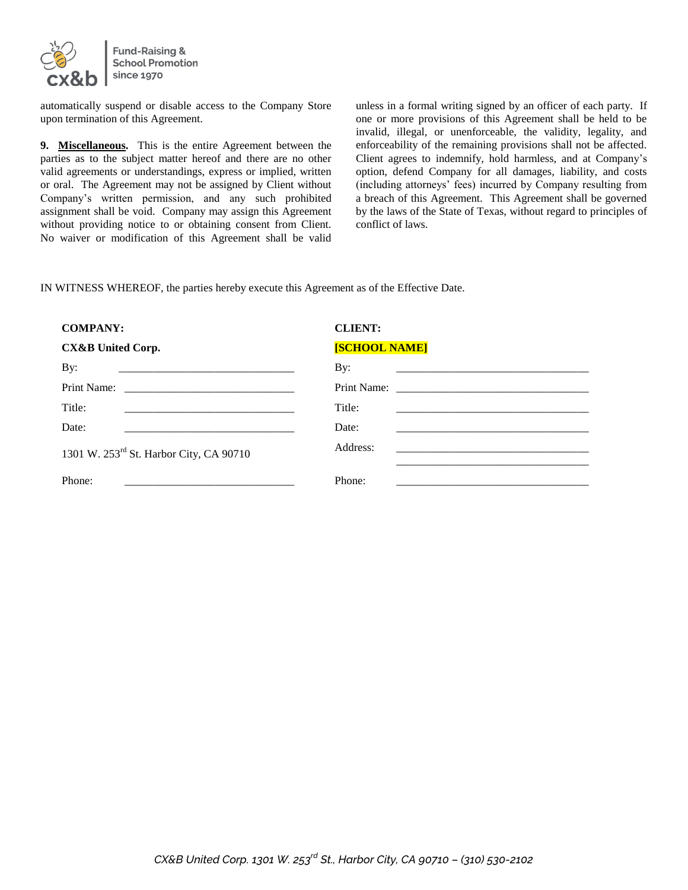automatically suspend or disable access to the Company Store upon termination of this Agreement.

**9. <u>Miscellaneous</u>.** This is the entire Agreement between the parties as to the subject matter hereof and there are no other valid agreements or understandings, express or implied, written or oral. The Agreement may not be assigned by Client without Company's written permission, and any such prohibited assignment shall be void. Company may assign this Agreement without providing notice to or obtaining consent from Client. No waiver or modification of this Agreement shall be valid unless in a formal writing signed by an officer of each party. If one or more provisions of this Agreement shall be held to be invalid, illegal, or unenforceable, the validity, legality, and enforceability of the remaining provisions shall not be affected. Client agrees to indemnify, hold harmless, and at Company's option, defend Company for all damages, liability, and costs (including attorneys' fees) incurred by Company resulting from a breach of this Agreement. This Agreement shall be governed by the laws of the State of Texas, without regard to principles of conflict of laws.

IN WITNESS WHEREOF, the parties hereby execute this Agreement as of the Effective Date.

| **COMPANY:** | **CLIENT:** |
|---|---|
| **CX&B United Corp.** | **[SCHOOL NAME]** |
| By: ______________________________ | By: ______________________________ |
| Print Name: ______________________________ | Print Name: ______________________________ |
| Title: ______________________________ | Title: ______________________________ |
| Date: ______________________________ | Date: ______________________________ |
| 1301 W. 253rd St. Harbor City, CA 90710 | Address: ______________________________ ______________________________ |
| Phone: ______________________________ | Phone: ______________________________ |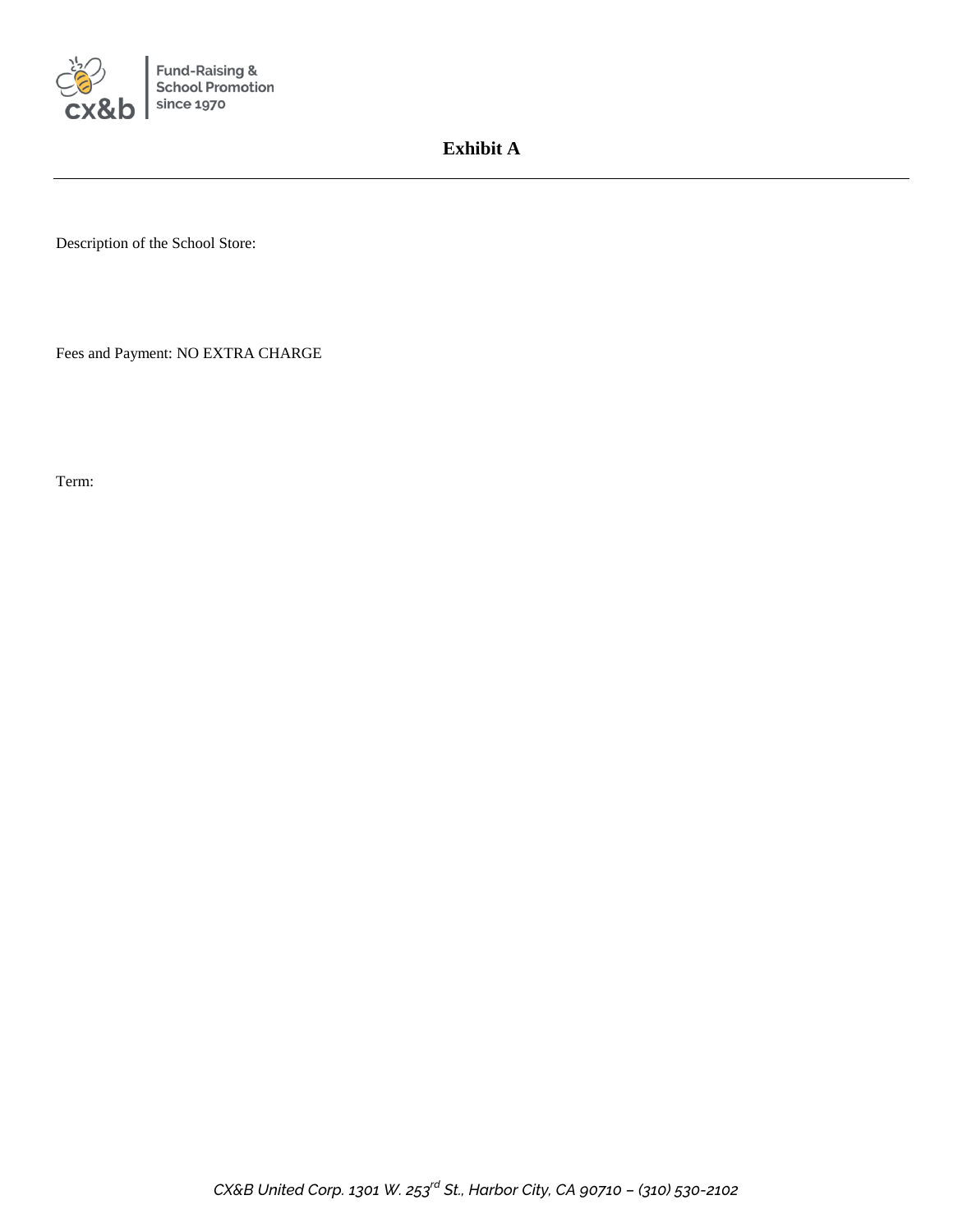## Exhibit A

Description of the School Store:

Fees and Payment: NO EXTRA CHARGE

Term: